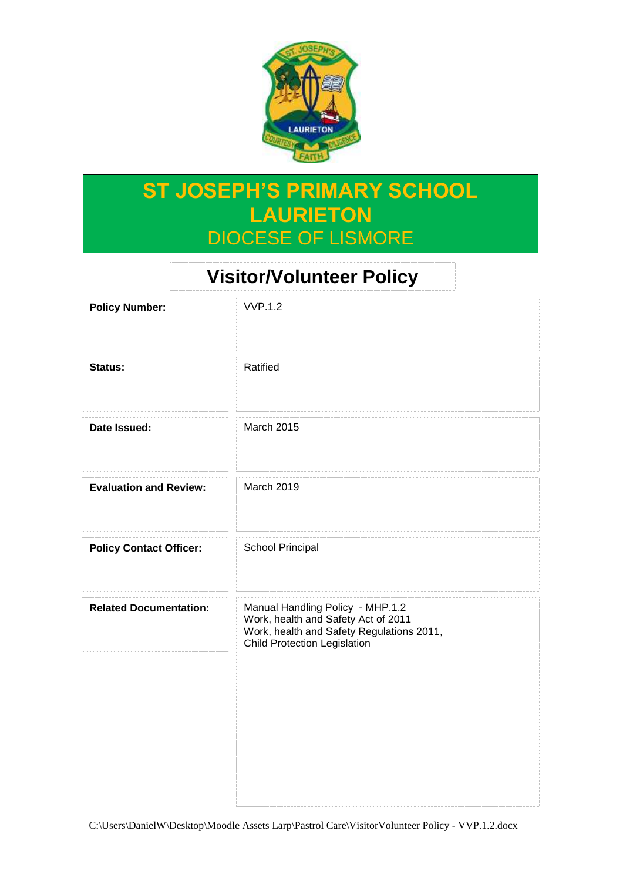# ST JOSEPH'S PRIMARY SCHOOL LAURIETON

DIOCESE OF LISMORE

## Visitor/Volunteer Policy

| | |
|---|---|
| **Policy Number:** | VVP.1.2 |
| **Status:** | Ratified |
| **Date Issued:** | March 2015 |
| **Evaluation and Review:** | March 2019 |
| **Policy Contact Officer:** | School Principal |
| **Related Documentation:** | Manual Handling Policy - MHP.1.2<br>Work, health and Safety Act of 2011<br>Work, health and Safety Regulations 2011,<br>Child Protection Legislation |

C:\Users\DanielW\Desktop\Moodle Assets Larp\Pastrol Care\VisitorVolunteer Policy - VVP.1.2.docx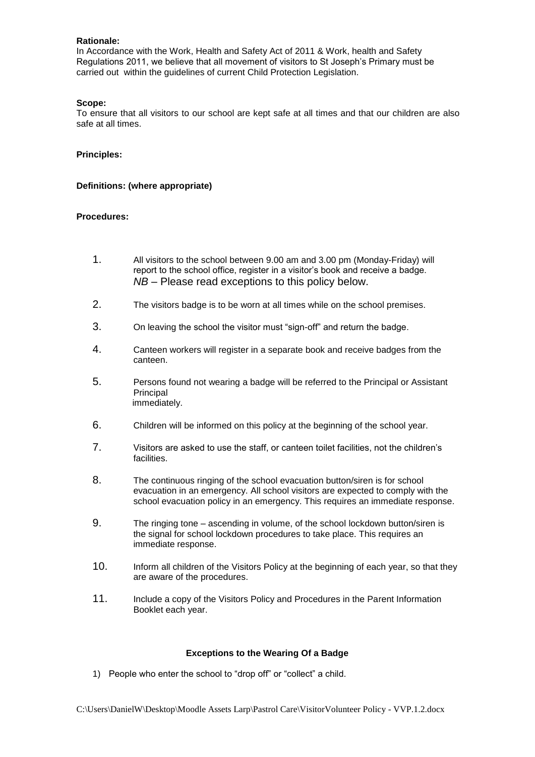**Rationale:**
In Accordance with the Work, Health and Safety Act of 2011 & Work, health and Safety Regulations 2011, we believe that all movement of visitors to St Joseph's Primary must be carried out within the guidelines of current Child Protection Legislation.

**Scope:**
To ensure that all visitors to our school are kept safe at all times and that our children are also safe at all times.

**Principles:**

**Definitions: (where appropriate)**

**Procedures:**

1. All visitors to the school between 9.00 am and 3.00 pm (Monday-Friday) will report to the school office, register in a visitor's book and receive a badge. *NB* – Please read exceptions to this policy below.
2. The visitors badge is to be worn at all times while on the school premises.
3. On leaving the school the visitor must "sign-off" and return the badge.
4. Canteen workers will register in a separate book and receive badges from the canteen.
5. Persons found not wearing a badge will be referred to the Principal or Assistant Principal immediately.
6. Children will be informed on this policy at the beginning of the school year.
7. Visitors are asked to use the staff, or canteen toilet facilities, not the children's facilities.
8. The continuous ringing of the school evacuation button/siren is for school evacuation in an emergency. All school visitors are expected to comply with the school evacuation policy in an emergency. This requires an immediate response.
9. The ringing tone – ascending in volume, of the school lockdown button/siren is the signal for school lockdown procedures to take place. This requires an immediate response.
10. Inform all children of the Visitors Policy at the beginning of each year, so that they are aware of the procedures.
11. Include a copy of the Visitors Policy and Procedures in the Parent Information Booklet each year.

**Exceptions to the Wearing Of a Badge**

1) People who enter the school to "drop off" or "collect" a child.

C:\Users\DanielW\Desktop\Moodle Assets Larp\Pastrol Care\VisitorVolunteer Policy - VVP.1.2.docx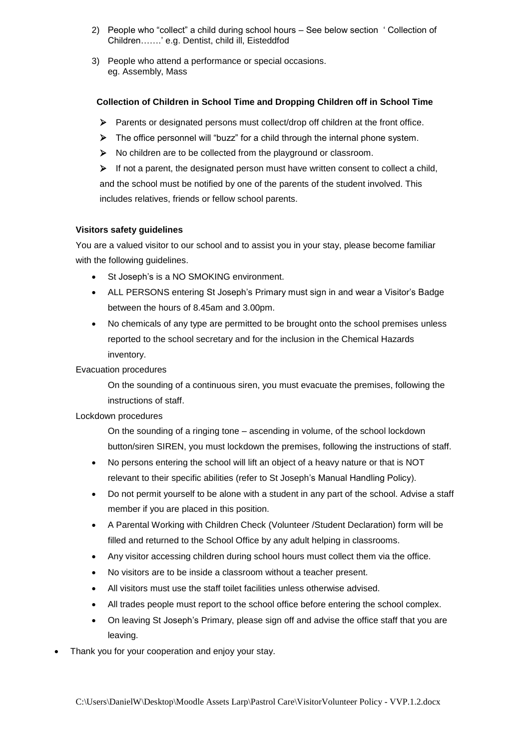2) People who "collect" a child during school hours – See below section ' Collection of Children…….' e.g. Dentist, child ill, Eisteddfod

3) People who attend a performance or special occasions.
   eg. Assembly, Mass

**Collection of Children in School Time and Dropping Children off in School Time**

- Parents or designated persons must collect/drop off children at the front office.
- The office personnel will "buzz" for a child through the internal phone system.
- No children are to be collected from the playground or classroom.
- If not a parent, the designated person must have written consent to collect a child, and the school must be notified by one of the parents of the student involved. This includes relatives, friends or fellow school parents.

**Visitors safety guidelines**

You are a valued visitor to our school and to assist you in your stay, please become familiar with the following guidelines.

- St Joseph's is a NO SMOKING environment.
- ALL PERSONS entering St Joseph's Primary must sign in and wear a Visitor's Badge between the hours of 8.45am and 3.00pm.
- No chemicals of any type are permitted to be brought onto the school premises unless reported to the school secretary and for the inclusion in the Chemical Hazards inventory.

Evacuation procedures

On the sounding of a continuous siren, you must evacuate the premises, following the instructions of staff.

Lockdown procedures

On the sounding of a ringing tone – ascending in volume, of the school lockdown button/siren SIREN, you must lockdown the premises, following the instructions of staff.

- No persons entering the school will lift an object of a heavy nature or that is NOT relevant to their specific abilities (refer to St Joseph's Manual Handling Policy).
- Do not permit yourself to be alone with a student in any part of the school. Advise a staff member if you are placed in this position.
- A Parental Working with Children Check (Volunteer /Student Declaration) form will be filled and returned to the School Office by any adult helping in classrooms.
- Any visitor accessing children during school hours must collect them via the office.
- No visitors are to be inside a classroom without a teacher present.
- All visitors must use the staff toilet facilities unless otherwise advised.
- All trades people must report to the school office before entering the school complex.
- On leaving St Joseph's Primary, please sign off and advise the office staff that you are leaving.

- Thank you for your cooperation and enjoy your stay.